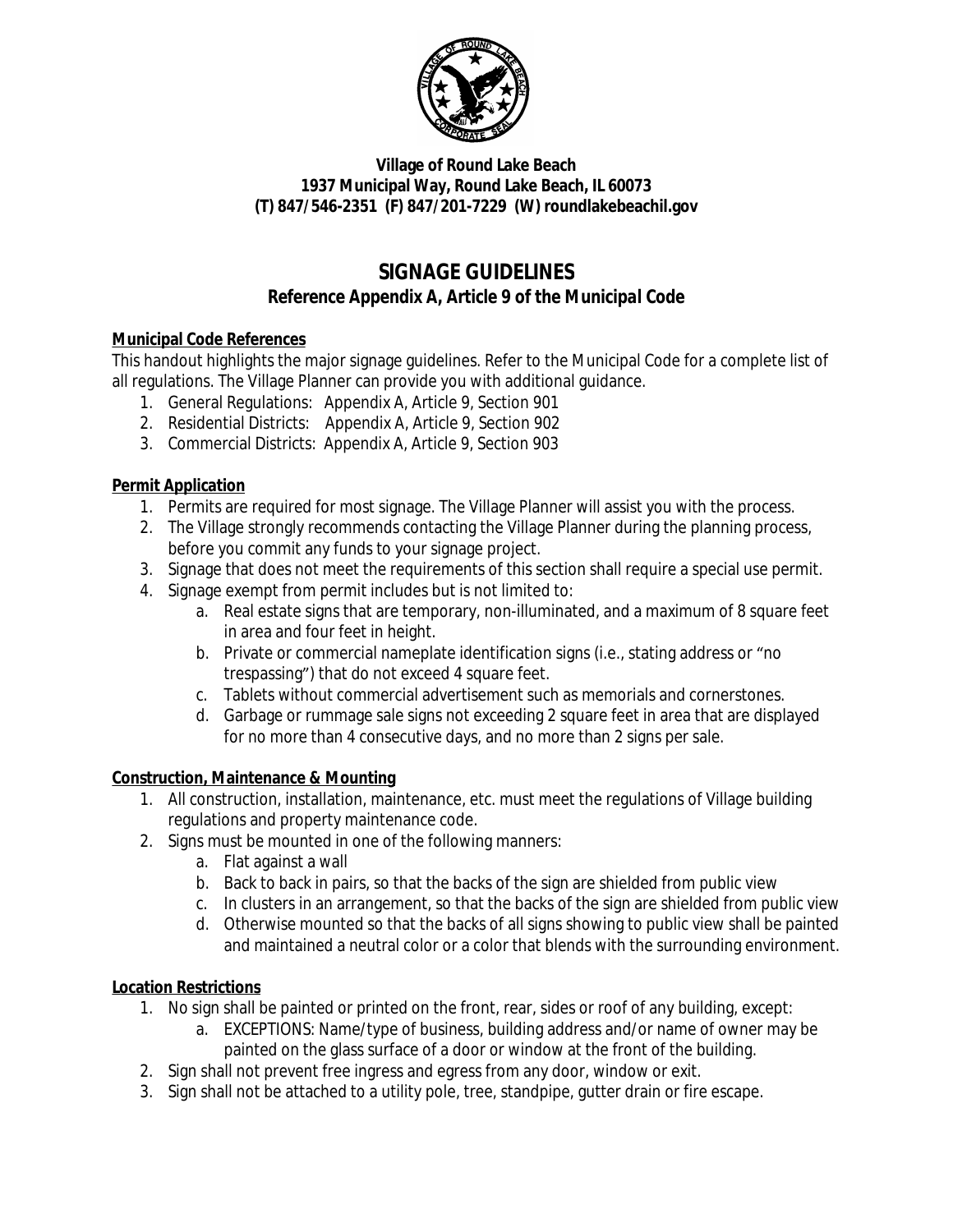**Village of Round Lake Beach**
**1937 Municipal Way, Round Lake Beach, IL 60073**
**(T) 847/546-2351 (F) 847/201-7229 (W) roundlakebeachil.gov**

# SIGNAGE GUIDELINES

## Reference Appendix A, Article 9 of the Municipal Code

**Municipal Code References**

This handout highlights the major signage guidelines. Refer to the Municipal Code for a complete list of all regulations. The Village Planner can provide you with additional guidance.

1. General Regulations: Appendix A, Article 9, Section 901
2. Residential Districts: Appendix A, Article 9, Section 902
3. Commercial Districts: Appendix A, Article 9, Section 903

**Permit Application**

1. Permits are required for most signage. The Village Planner will assist you with the process.
2. The Village strongly recommends contacting the Village Planner during the planning process, before you commit any funds to your signage project.
3. Signage that does not meet the requirements of this section shall require a special use permit.
4. Signage exempt from permit includes but is not limited to:
   a. Real estate signs that are temporary, non-illuminated, and a maximum of 8 square feet in area and four feet in height.
   b. Private or commercial nameplate identification signs (i.e., stating address or "no trespassing") that do not exceed 4 square feet.
   c. Tablets without commercial advertisement such as memorials and cornerstones.
   d. Garbage or rummage sale signs not exceeding 2 square feet in area that are displayed for no more than 4 consecutive days, and no more than 2 signs per sale.

**Construction, Maintenance & Mounting**

1. All construction, installation, maintenance, etc. must meet the regulations of Village building regulations and property maintenance code.
2. Signs must be mounted in one of the following manners:
   a. Flat against a wall
   b. Back to back in pairs, so that the backs of the sign are shielded from public view
   c. In clusters in an arrangement, so that the backs of the sign are shielded from public view
   d. Otherwise mounted so that the backs of all signs showing to public view shall be painted and maintained a neutral color or a color that blends with the surrounding environment.

**Location Restrictions**

1. No sign shall be painted or printed on the front, rear, sides or roof of any building, except:
   a. EXCEPTIONS: Name/type of business, building address and/or name of owner may be painted on the glass surface of a door or window at the front of the building.
2. Sign shall not prevent free ingress and egress from any door, window or exit.
3. Sign shall not be attached to a utility pole, tree, standpipe, gutter drain or fire escape.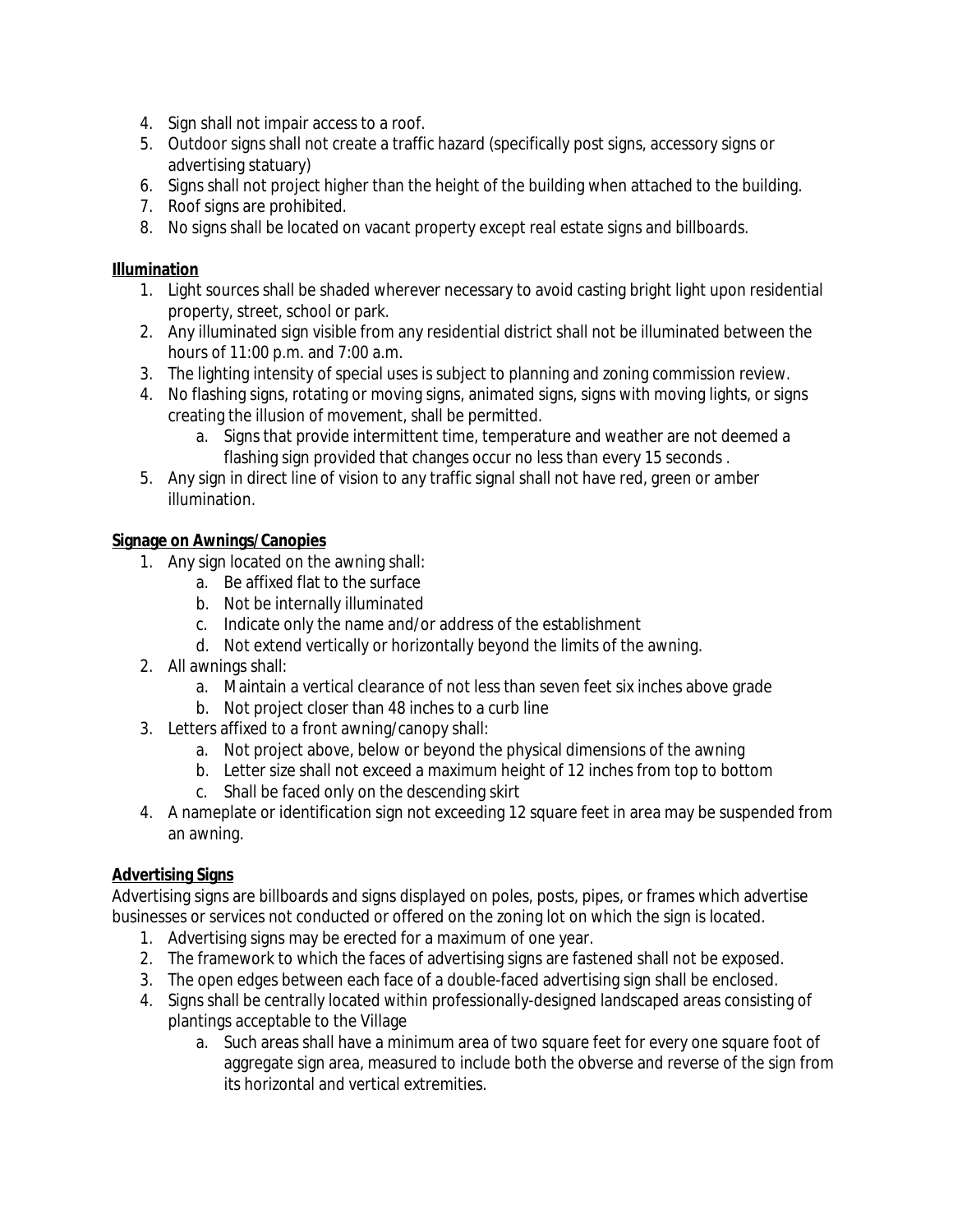4. Sign shall not impair access to a roof.
5. Outdoor signs shall not create a traffic hazard (specifically post signs, accessory signs or advertising statuary)
6. Signs shall not project higher than the height of the building when attached to the building.
7. Roof signs are prohibited.
8. No signs shall be located on vacant property except real estate signs and billboards.

**Illumination**

1. Light sources shall be shaded wherever necessary to avoid casting bright light upon residential property, street, school or park.
2. Any illuminated sign visible from any residential district shall not be illuminated between the hours of 11:00 p.m. and 7:00 a.m.
3. The lighting intensity of special uses is subject to planning and zoning commission review.
4. No flashing signs, rotating or moving signs, animated signs, signs with moving lights, or signs creating the illusion of movement, shall be permitted.
   a. Signs that provide intermittent time, temperature and weather are not deemed a flashing sign provided that changes occur no less than every 15 seconds .
5. Any sign in direct line of vision to any traffic signal shall not have red, green or amber illumination.

**Signage on Awnings/Canopies**

1. Any sign located on the awning shall:
   a. Be affixed flat to the surface
   b. Not be internally illuminated
   c. Indicate only the name and/or address of the establishment
   d. Not extend vertically or horizontally beyond the limits of the awning.
2. All awnings shall:
   a. Maintain a vertical clearance of not less than seven feet six inches above grade
   b. Not project closer than 48 inches to a curb line
3. Letters affixed to a front awning/canopy shall:
   a. Not project above, below or beyond the physical dimensions of the awning
   b. Letter size shall not exceed a maximum height of 12 inches from top to bottom
   c. Shall be faced only on the descending skirt
4. A nameplate or identification sign not exceeding 12 square feet in area may be suspended from an awning.

**Advertising Signs**

Advertising signs are billboards and signs displayed on poles, posts, pipes, or frames which advertise businesses or services not conducted or offered on the zoning lot on which the sign is located.

1. Advertising signs may be erected for a maximum of one year.
2. The framework to which the faces of advertising signs are fastened shall not be exposed.
3. The open edges between each face of a double-faced advertising sign shall be enclosed.
4. Signs shall be centrally located within professionally-designed landscaped areas consisting of plantings acceptable to the Village
   a. Such areas shall have a minimum area of two square feet for every one square foot of aggregate sign area, measured to include both the obverse and reverse of the sign from its horizontal and vertical extremities.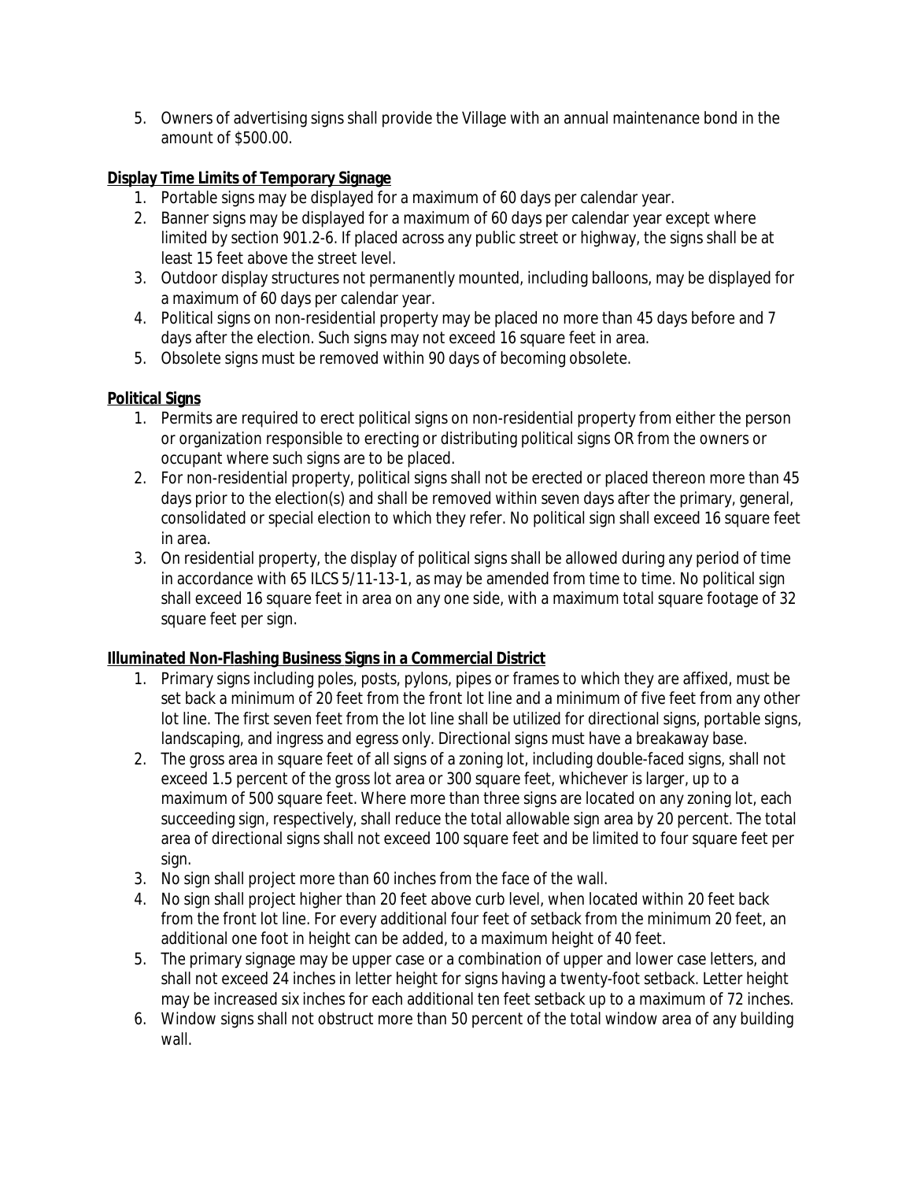5. Owners of advertising signs shall provide the Village with an annual maintenance bond in the amount of $500.00.

**Display Time Limits of Temporary Signage**

1. Portable signs may be displayed for a maximum of 60 days per calendar year.
2. Banner signs may be displayed for a maximum of 60 days per calendar year except where limited by section 901.2-6. If placed across any public street or highway, the signs shall be at least 15 feet above the street level.
3. Outdoor display structures not permanently mounted, including balloons, may be displayed for a maximum of 60 days per calendar year.
4. Political signs on non-residential property may be placed no more than 45 days before and 7 days after the election. Such signs may not exceed 16 square feet in area.
5. Obsolete signs must be removed within 90 days of becoming obsolete.

**Political Signs**

1. Permits are required to erect political signs on non-residential property from either the person or organization responsible to erecting or distributing political signs OR from the owners or occupant where such signs are to be placed.
2. For non-residential property, political signs shall not be erected or placed thereon more than 45 days prior to the election(s) and shall be removed within seven days after the primary, general, consolidated or special election to which they refer. No political sign shall exceed 16 square feet in area.
3. On residential property, the display of political signs shall be allowed during any period of time in accordance with 65 ILCS 5/11-13-1, as may be amended from time to time. No political sign shall exceed 16 square feet in area on any one side, with a maximum total square footage of 32 square feet per sign.

**Illuminated Non-Flashing Business Signs in a Commercial District**

1. Primary signs including poles, posts, pylons, pipes or frames to which they are affixed, must be set back a minimum of 20 feet from the front lot line and a minimum of five feet from any other lot line. The first seven feet from the lot line shall be utilized for directional signs, portable signs, landscaping, and ingress and egress only. Directional signs must have a breakaway base.
2. The gross area in square feet of all signs of a zoning lot, including double-faced signs, shall not exceed 1.5 percent of the gross lot area or 300 square feet, whichever is larger, up to a maximum of 500 square feet. Where more than three signs are located on any zoning lot, each succeeding sign, respectively, shall reduce the total allowable sign area by 20 percent. The total area of directional signs shall not exceed 100 square feet and be limited to four square feet per sign.
3. No sign shall project more than 60 inches from the face of the wall.
4. No sign shall project higher than 20 feet above curb level, when located within 20 feet back from the front lot line. For every additional four feet of setback from the minimum 20 feet, an additional one foot in height can be added, to a maximum height of 40 feet.
5. The primary signage may be upper case or a combination of upper and lower case letters, and shall not exceed 24 inches in letter height for signs having a twenty-foot setback. Letter height may be increased six inches for each additional ten feet setback up to a maximum of 72 inches.
6. Window signs shall not obstruct more than 50 percent of the total window area of any building wall.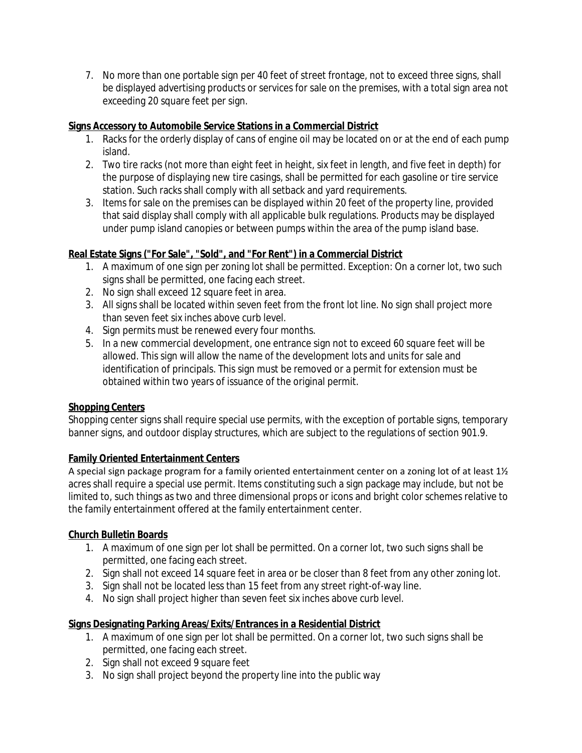7. No more than one portable sign per 40 feet of street frontage, not to exceed three signs, shall be displayed advertising products or services for sale on the premises, with a total sign area not exceeding 20 square feet per sign.

**Signs Accessory to Automobile Service Stations in a Commercial District**

1. Racks for the orderly display of cans of engine oil may be located on or at the end of each pump island.
2. Two tire racks (not more than eight feet in height, six feet in length, and five feet in depth) for the purpose of displaying new tire casings, shall be permitted for each gasoline or tire service station. Such racks shall comply with all setback and yard requirements.
3. Items for sale on the premises can be displayed within 20 feet of the property line, provided that said display shall comply with all applicable bulk regulations. Products may be displayed under pump island canopies or between pumps within the area of the pump island base.

**Real Estate Signs ("For Sale", "Sold", and "For Rent") in a Commercial District**

1. A maximum of one sign per zoning lot shall be permitted. Exception: On a corner lot, two such signs shall be permitted, one facing each street.
2. No sign shall exceed 12 square feet in area.
3. All signs shall be located within seven feet from the front lot line. No sign shall project more than seven feet six inches above curb level.
4. Sign permits must be renewed every four months.
5. In a new commercial development, one entrance sign not to exceed 60 square feet will be allowed. This sign will allow the name of the development lots and units for sale and identification of principals. This sign must be removed or a permit for extension must be obtained within two years of issuance of the original permit.

**Shopping Centers**

Shopping center signs shall require special use permits, with the exception of portable signs, temporary banner signs, and outdoor display structures, which are subject to the regulations of section 901.9.

**Family Oriented Entertainment Centers**

A special sign package program for a family oriented entertainment center on a zoning lot of at least 1½ acres shall require a special use permit. Items constituting such a sign package may include, but not be limited to, such things as two and three dimensional props or icons and bright color schemes relative to the family entertainment offered at the family entertainment center.

**Church Bulletin Boards**

1. A maximum of one sign per lot shall be permitted. On a corner lot, two such signs shall be permitted, one facing each street.
2. Sign shall not exceed 14 square feet in area or be closer than 8 feet from any other zoning lot.
3. Sign shall not be located less than 15 feet from any street right-of-way line.
4. No sign shall project higher than seven feet six inches above curb level.

**Signs Designating Parking Areas/Exits/Entrances in a Residential District**

1. A maximum of one sign per lot shall be permitted. On a corner lot, two such signs shall be permitted, one facing each street.
2. Sign shall not exceed 9 square feet
3. No sign shall project beyond the property line into the public way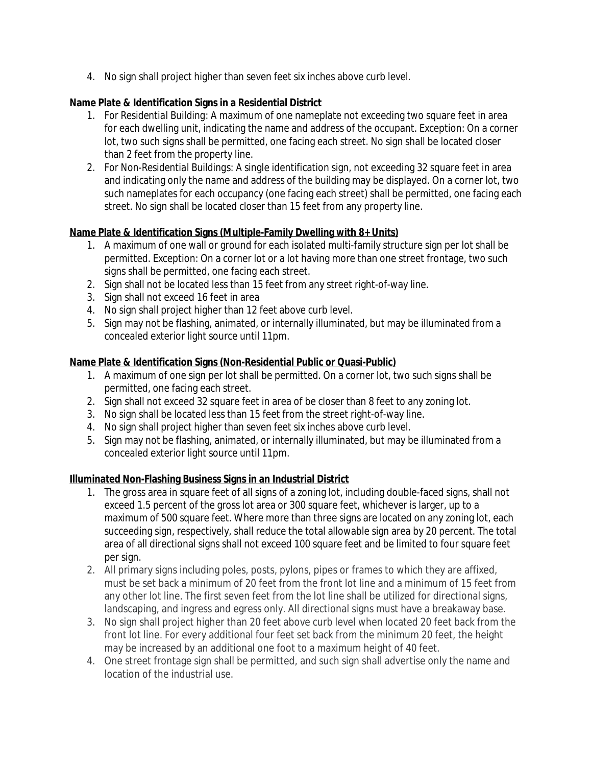4. No sign shall project higher than seven feet six inches above curb level.

**Name Plate & Identification Signs in a Residential District**

1. For Residential Building: A maximum of one nameplate not exceeding two square feet in area for each dwelling unit, indicating the name and address of the occupant. Exception: On a corner lot, two such signs shall be permitted, one facing each street. No sign shall be located closer than 2 feet from the property line.
2. For Non-Residential Buildings: A single identification sign, not exceeding 32 square feet in area and indicating only the name and address of the building may be displayed. On a corner lot, two such nameplates for each occupancy (one facing each street) shall be permitted, one facing each street. No sign shall be located closer than 15 feet from any property line.

**Name Plate & Identification Signs (Multiple-Family Dwelling with 8+ Units)**

1. A maximum of one wall or ground for each isolated multi-family structure sign per lot shall be permitted. Exception: On a corner lot or a lot having more than one street frontage, two such signs shall be permitted, one facing each street.
2. Sign shall not be located less than 15 feet from any street right-of-way line.
3. Sign shall not exceed 16 feet in area
4. No sign shall project higher than 12 feet above curb level.
5. Sign may not be flashing, animated, or internally illuminated, but may be illuminated from a concealed exterior light source until 11pm.

**Name Plate & Identification Signs (Non-Residential Public or Quasi-Public)**

1. A maximum of one sign per lot shall be permitted. On a corner lot, two such signs shall be permitted, one facing each street.
2. Sign shall not exceed 32 square feet in area of be closer than 8 feet to any zoning lot.
3. No sign shall be located less than 15 feet from the street right-of-way line.
4. No sign shall project higher than seven feet six inches above curb level.
5. Sign may not be flashing, animated, or internally illuminated, but may be illuminated from a concealed exterior light source until 11pm.

**Illuminated Non-Flashing Business Signs in an Industrial District**

1. The gross area in square feet of all signs of a zoning lot, including double-faced signs, shall not exceed 1.5 percent of the gross lot area or 300 square feet, whichever is larger, up to a maximum of 500 square feet. Where more than three signs are located on any zoning lot, each succeeding sign, respectively, shall reduce the total allowable sign area by 20 percent. The total area of all directional signs shall not exceed 100 square feet and be limited to four square feet per sign.
2. All primary signs including poles, posts, pylons, pipes or frames to which they are affixed, must be set back a minimum of 20 feet from the front lot line and a minimum of 15 feet from any other lot line. The first seven feet from the lot line shall be utilized for directional signs, landscaping, and ingress and egress only. All directional signs must have a breakaway base.
3. No sign shall project higher than 20 feet above curb level when located 20 feet back from the front lot line. For every additional four feet set back from the minimum 20 feet, the height may be increased by an additional one foot to a maximum height of 40 feet.
4. One street frontage sign shall be permitted, and such sign shall advertise only the name and location of the industrial use.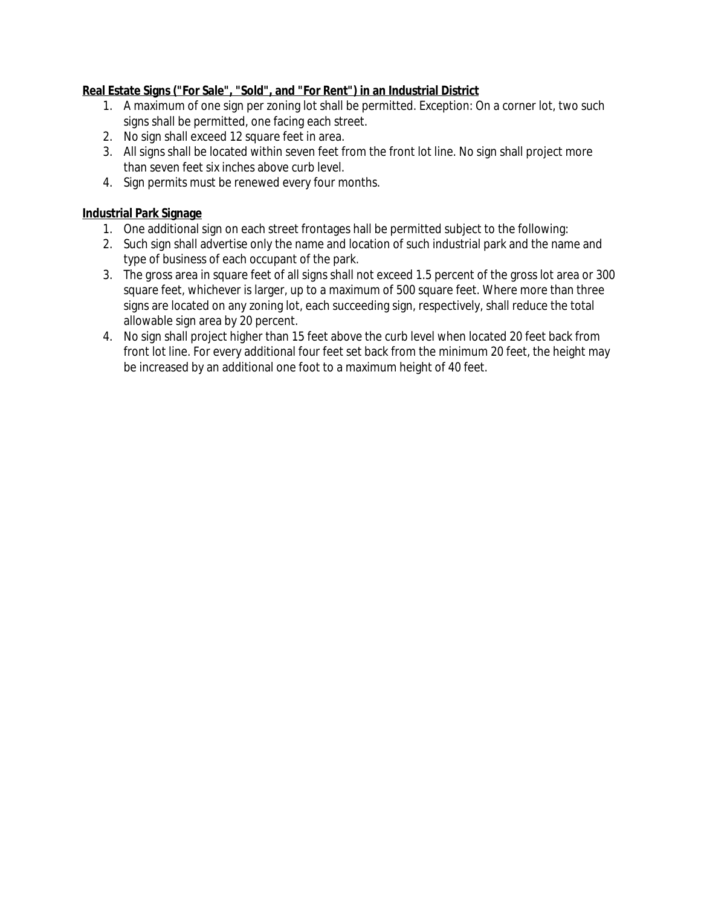**Real Estate Signs ("For Sale", "Sold", and "For Rent") in an Industrial District**

1. A maximum of one sign per zoning lot shall be permitted. Exception: On a corner lot, two such signs shall be permitted, one facing each street.
2. No sign shall exceed 12 square feet in area.
3. All signs shall be located within seven feet from the front lot line. No sign shall project more than seven feet six inches above curb level.
4. Sign permits must be renewed every four months.

**Industrial Park Signage**

1. One additional sign on each street frontages hall be permitted subject to the following:
2. Such sign shall advertise only the name and location of such industrial park and the name and type of business of each occupant of the park.
3. The gross area in square feet of all signs shall not exceed 1.5 percent of the gross lot area or 300 square feet, whichever is larger, up to a maximum of 500 square feet. Where more than three signs are located on any zoning lot, each succeeding sign, respectively, shall reduce the total allowable sign area by 20 percent.
4. No sign shall project higher than 15 feet above the curb level when located 20 feet back from front lot line. For every additional four feet set back from the minimum 20 feet, the height may be increased by an additional one foot to a maximum height of 40 feet.